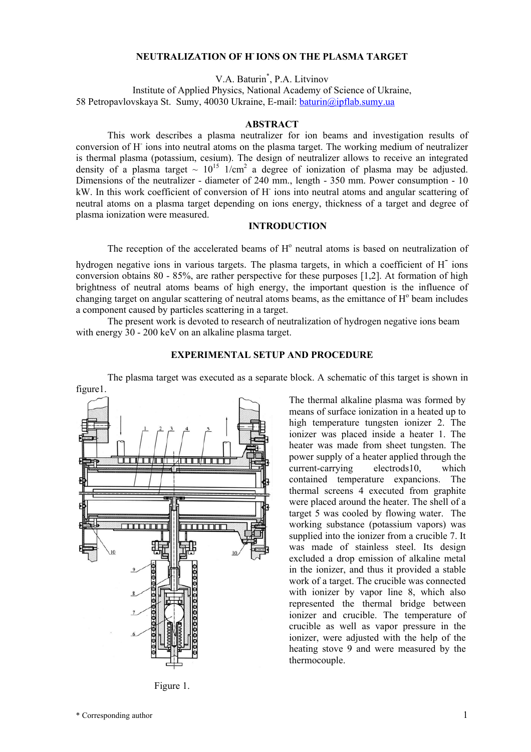# NEUTRALIZATION OF $H^-$ IONS ON THE PLASMA TARGET

V.A. Baturin*, P.A. Litvinov

Institute of Applied Physics, National Academy of Science of Ukraine,
58 Petropavlovskaya St. Sumy, 40030 Ukraine, E-mail: baturin@ipflab.sumy.ua

## ABSTRACT

This work describes a plasma neutralizer for ion beams and investigation results of conversion of $H^-$ ions into neutral atoms on the plasma target. The working medium of neutralizer is thermal plasma (potassium, cesium). The design of neutralizer allows to receive an integrated density of a plasma target ~ $10^{15}$ 1/cm$^2$ a degree of ionization of plasma may be adjusted. Dimensions of the neutralizer - diameter of 240 mm., length - 350 mm. Power consumption - 10 kW. In this work coefficient of conversion of $H^-$ ions into neutral atoms and angular scattering of neutral atoms on a plasma target depending on ions energy, thickness of a target and degree of plasma ionization were measured.

## INTRODUCTION

The reception of the accelerated beams of $H^o$ neutral atoms is based on neutralization of hydrogen negative ions in various targets. The plasma targets, in which a coefficient of $H^-$ ions conversion obtains 80 - 85%, are rather perspective for these purposes [1,2]. At formation of high brightness of neutral atoms beams of high energy, the important question is the influence of changing target on angular scattering of neutral atoms beams, as the emittance of $H^o$ beam includes a component caused by particles scattering in a target.

The present work is devoted to research of neutralization of hydrogen negative ions beam with energy 30 - 200 keV on an alkaline plasma target.

## EXPERIMENTAL SETUP AND PROCEDURE

The plasma target was executed as a separate block. A schematic of this target is shown in figure1.

Figure 1.

The thermal alkaline plasma was formed by means of surface ionization in a heated up to high temperature tungsten ionizer 2. The ionizer was placed inside a heater 1. The heater was made from sheet tungsten. The power supply of a heater applied through the current-carrying electrods10, which contained temperature expancions. The thermal screens 4 executed from graphite were placed around the heater. The shell of a target 5 was cooled by flowing water. The working substance (potassium vapors) was supplied into the ionizer from a crucible 7. It was made of stainless steel. Its design excluded a drop emission of alkaline metal in the ionizer, and thus it provided a stable work of a target. The crucible was connected with ionizer by vapor line 8, which also represented the thermal bridge between ionizer and crucible. The temperature of crucible as well as vapor pressure in the ionizer, were adjusted with the help of the heating stove 9 and were measured by the thermocouple.

* Corresponding author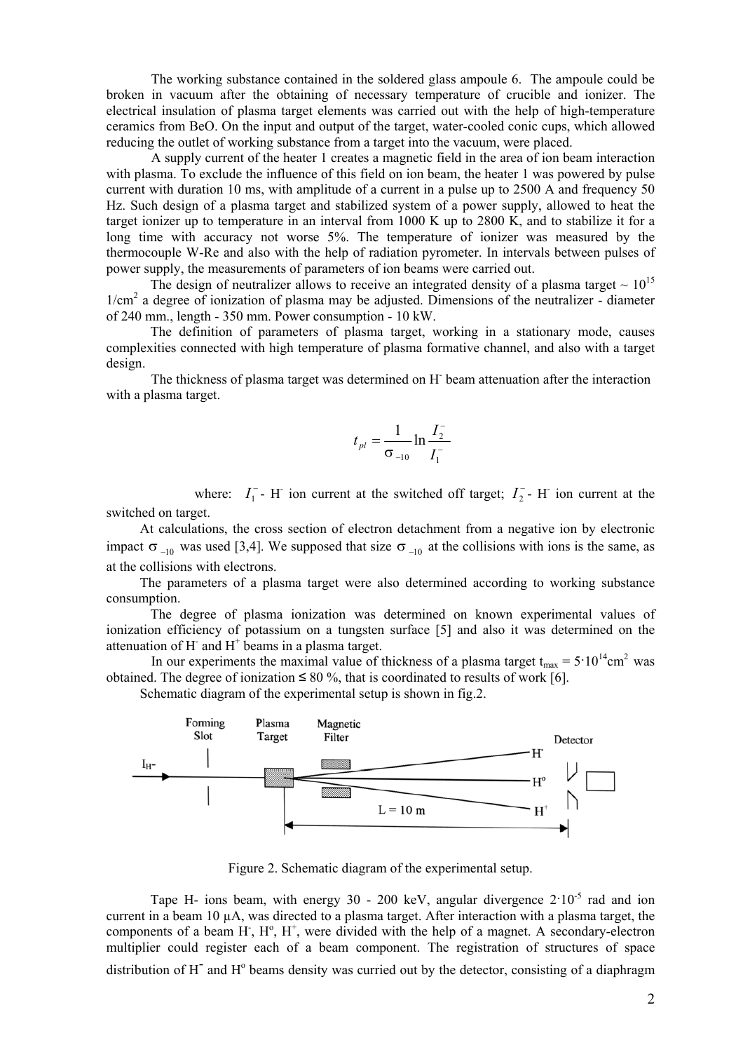The working substance contained in the soldered glass ampoule 6. The ampoule could be broken in vacuum after the obtaining of necessary temperature of crucible and ionizer. The electrical insulation of plasma target elements was carried out with the help of high-temperature ceramics from BeO. On the input and output of the target, water-cooled conic cups, which allowed reducing the outlet of working substance from a target into the vacuum, were placed.

A supply current of the heater 1 creates a magnetic field in the area of ion beam interaction with plasma. To exclude the influence of this field on ion beam, the heater 1 was powered by pulse current with duration 10 ms, with amplitude of a current in a pulse up to 2500 A and frequency 50 Hz. Such design of a plasma target and stabilized system of a power supply, allowed to heat the target ionizer up to temperature in an interval from 1000 K up to 2800 K, and to stabilize it for a long time with accuracy not worse 5%. The temperature of ionizer was measured by the thermocouple W-Re and also with the help of radiation pyrometer. In intervals between pulses of power supply, the measurements of parameters of ion beams were carried out.

The design of neutralizer allows to receive an integrated density of a plasma target ~ $10^{15}$ 1/cm$^2$ a degree of ionization of plasma may be adjusted. Dimensions of the neutralizer - diameter of 240 mm., length - 350 mm. Power consumption - 10 kW.

The definition of parameters of plasma target, working in a stationary mode, causes complexities connected with high temperature of plasma formative channel, and also with a target design.

The thickness of plasma target was determined on $H^-$ beam attenuation after the interaction with a plasma target.

$$t_{pl} = \frac{1}{\sigma_{-10}} \ln \frac{I_2^-}{I_1^-}$$

where: $I_1^-$ - $H^-$ ion current at the switched off target; $I_2^-$ - $H^-$ ion current at the switched on target.

At calculations, the cross section of electron detachment from a negative ion by electronic impact $\sigma_{-10}$ was used [3,4]. We supposed that size $\sigma_{-10}$ at the collisions with ions is the same, as at the collisions with electrons.

The parameters of a plasma target were also determined according to working substance consumption.

The degree of plasma ionization was determined on known experimental values of ionization efficiency of potassium on a tungsten surface [5] and also it was determined on the attenuation of $H^-$ and $H^+$ beams in a plasma target.

In our experiments the maximal value of thickness of a plasma target $t_{max} = 5 \cdot 10^{14}$cm$^2$ was obtained. The degree of ionization ≤ 80 %, that is coordinated to results of work [6].

Schematic diagram of the experimental setup is shown in fig.2.

Figure 2. Schematic diagram of the experimental setup.

Tape H- ions beam, with energy 30 - 200 keV, angular divergence $2 \cdot 10^{-5}$ rad and ion current in a beam 10 µA, was directed to a plasma target. After interaction with a plasma target, the components of a beam $H^-$, $H^o$, $H^+$, were divided with the help of a magnet. A secondary-electron multiplier could register each of a beam component. The registration of structures of space distribution of $H^-$ and $H^o$ beams density was curried out by the detector, consisting of a diaphragm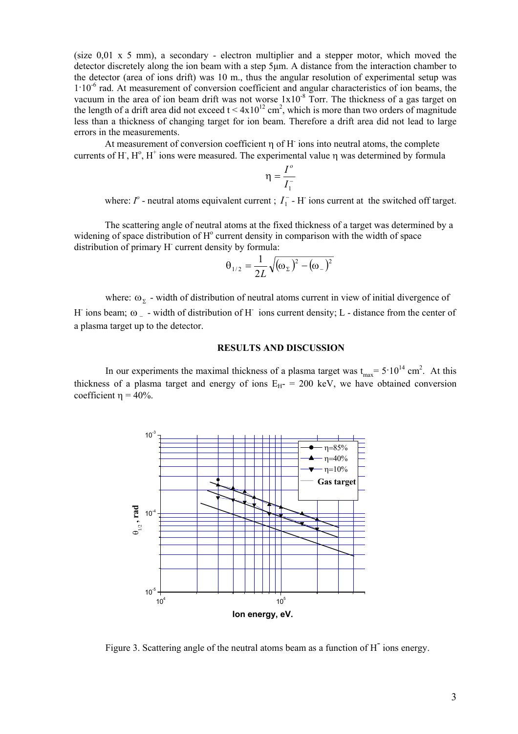(size 0,01 x 5 mm), a secondary - electron multiplier and a stepper motor, which moved the detector discretely along the ion beam with a step 5μm. A distance from the interaction chamber to the detector (area of ions drift) was 10 m., thus the angular resolution of experimental setup was $1\cdot10^{-6}$ rad. At measurement of conversion coefficient and angular characteristics of ion beams, the vacuum in the area of ion beam drift was not worse $1\times10^{-8}$ Torr. The thickness of a gas target on the length of a drift area did not exceed $t < 4\times10^{12}$ cm$^2$, which is more than two orders of magnitude less than a thickness of changing target for ion beam. Therefore a drift area did not lead to large errors in the measurements.

At measurement of conversion coefficient η of $H^-$ ions into neutral atoms, the complete currents of $H^-$, $H^o$, $H^+$ ions were measured. The experimental value η was determined by formula

$$\eta = \frac{I^o}{I_1^-}$$

where: $I^o$ - neutral atoms equivalent current ; $I_1^-$ - $H^-$ ions current at the switched off target.

The scattering angle of neutral atoms at the fixed thickness of a target was determined by a widening of space distribution of $H^o$ current density in comparison with the width of space distribution of primary $H^-$ current density by formula:

$$\theta_{1/2} = \frac{1}{2L}\sqrt{(\omega_\Sigma)^2 - (\omega_-)^2}$$

where: $\omega_\Sigma$ - width of distribution of neutral atoms current in view of initial divergence of $H^-$ ions beam; $\omega_-$ - width of distribution of $H^-$ ions current density; L - distance from the center of a plasma target up to the detector.

## RESULTS AND DISCUSSION

In our experiments the maximal thickness of a plasma target was $t_{max} = 5\cdot10^{14}$ cm$^2$. At this thickness of a plasma target and energy of ions $E_{H^-}$ = 200 keV, we have obtained conversion coefficient η = 40%.

Figure 3. Scattering angle of the neutral atoms beam as a function of $H^-$ ions energy.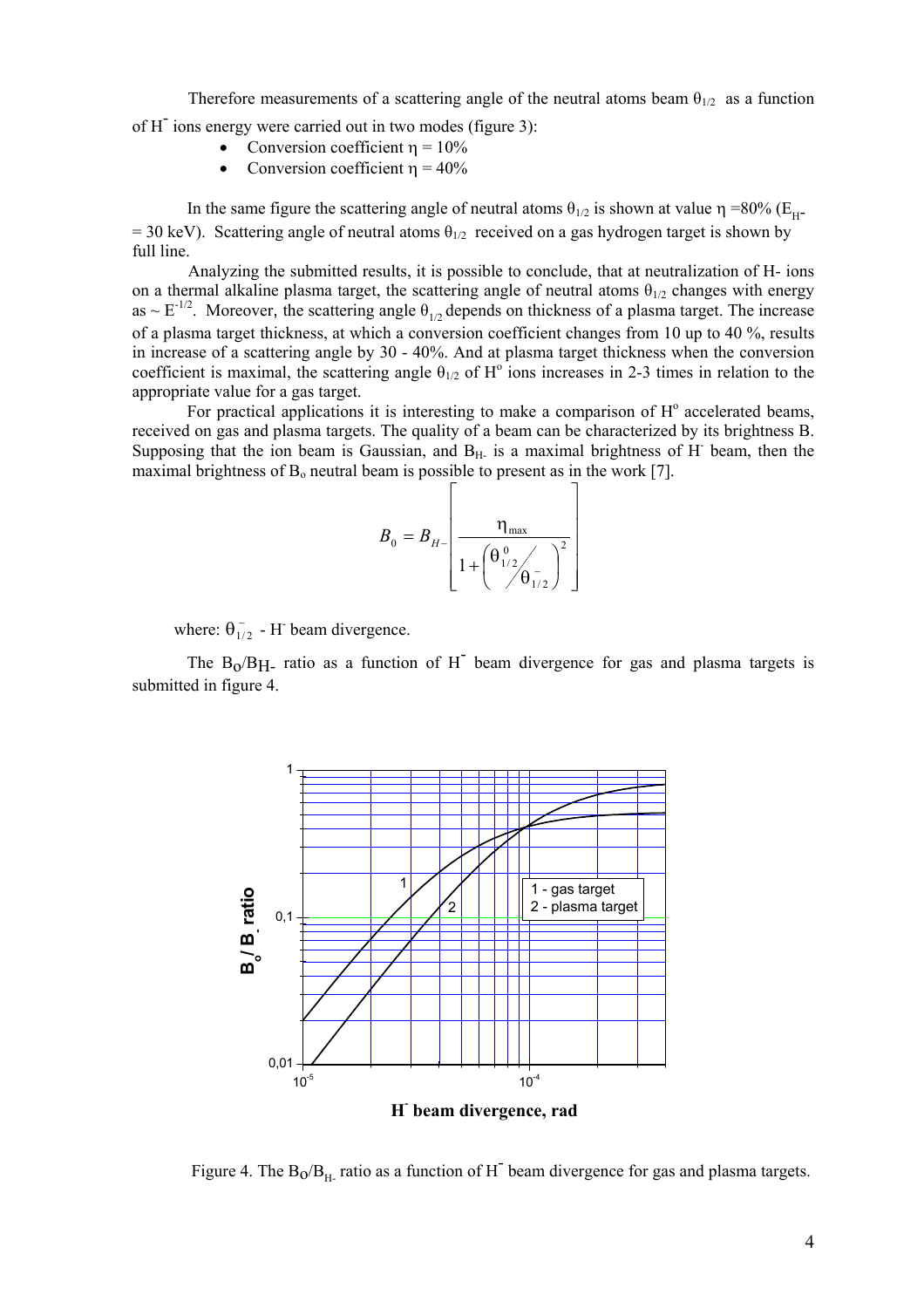Therefore measurements of a scattering angle of the neutral atoms beam $\theta_{1/2}$ as a function of $H^-$ ions energy were carried out in two modes (figure 3):

- Conversion coefficient $\eta = 10\%$
- Conversion coefficient $\eta = 40\%$

In the same figure the scattering angle of neutral atoms $\theta_{1/2}$ is shown at value $\eta = 80\%$ ($E_{H-} = 30$ keV). Scattering angle of neutral atoms $\theta_{1/2}$ received on a gas hydrogen target is shown by full line.

Analyzing the submitted results, it is possible to conclude, that at neutralization of H- ions on a thermal alkaline plasma target, the scattering angle of neutral atoms $\theta_{1/2}$ changes with energy as $\sim E^{-1/2}$. Moreover, the scattering angle $\theta_{1/2}$ depends on thickness of a plasma target. The increase of a plasma target thickness, at which a conversion coefficient changes from 10 up to 40 %, results in increase of a scattering angle by 30 - 40%. And at plasma target thickness when the conversion coefficient is maximal, the scattering angle $\theta_{1/2}$ of $H^o$ ions increases in 2-3 times in relation to the appropriate value for a gas target.

For practical applications it is interesting to make a comparison of $H^o$ accelerated beams, received on gas and plasma targets. The quality of a beam can be characterized by its brightness B. Supposing that the ion beam is Gaussian, and $B_{H-}$ is a maximal brightness of $H^-$ beam, then the maximal brightness of $B_o$ neutral beam is possible to present as in the work [7].

$$B_0 = B_{H-}\left[\frac{\eta_{max}}{1+\left(\theta^{0}_{1/2}\big/\theta^{-}_{1/2}\right)^2}\right]$$

where: $\theta^{-}_{1/2}$ - $H^-$ beam divergence.

The $B_o/B_{H-}$ ratio as a function of $H^-$ beam divergence for gas and plasma targets is submitted in figure 4.

Figure 4. The $B_o/B_{H-}$ ratio as a function of $H^-$ beam divergence for gas and plasma targets.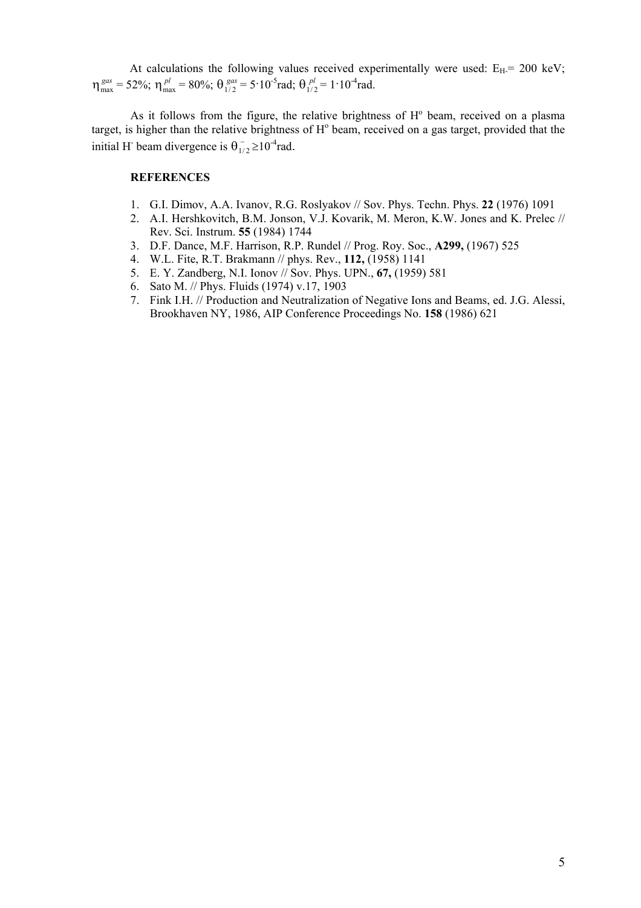At calculations the following values received experimentally were used: $E_{H^-}$= 200 keV; $\eta_{max}^{gas}$ = 52%; $\eta_{max}^{pl}$ = 80%; $\theta_{1/2}^{gas}$ = $5\cdot10^{-5}$rad; $\theta_{1/2}^{pl}$ = $1\cdot10^{-4}$rad.

As it follows from the figure, the relative brightness of $H^o$ beam, received on a plasma target, is higher than the relative brightness of $H^o$ beam, received on a gas target, provided that the initial $H^-$ beam divergence is $\theta_{1/2}^{-} \geq 10^{-4}$rad.

**REFERENCES**

1. G.I. Dimov, A.A. Ivanov, R.G. Roslyakov // Sov. Phys. Techn. Phys. **22** (1976) 1091
2. A.I. Hershkovitch, B.M. Jonson, V.J. Kovarik, M. Meron, K.W. Jones and K. Prelec // Rev. Sci. Instrum. **55** (1984) 1744
3. D.F. Dance, M.F. Harrison, R.P. Rundel // Prog. Roy. Soc., **A299,** (1967) 525
4. W.L. Fite, R.T. Brakmann // phys. Rev., **112,** (1958) 1141
5. E. Y. Zandberg, N.I. Ionov // Sov. Phys. UPN., **67,** (1959) 581
6. Sato M. // Phys. Fluids (1974) v.17, 1903
7. Fink I.H. // Production and Neutralization of Negative Ions and Beams, ed. J.G. Alessi, Brookhaven NY, 1986, AIP Conference Proceedings No. **158** (1986) 621